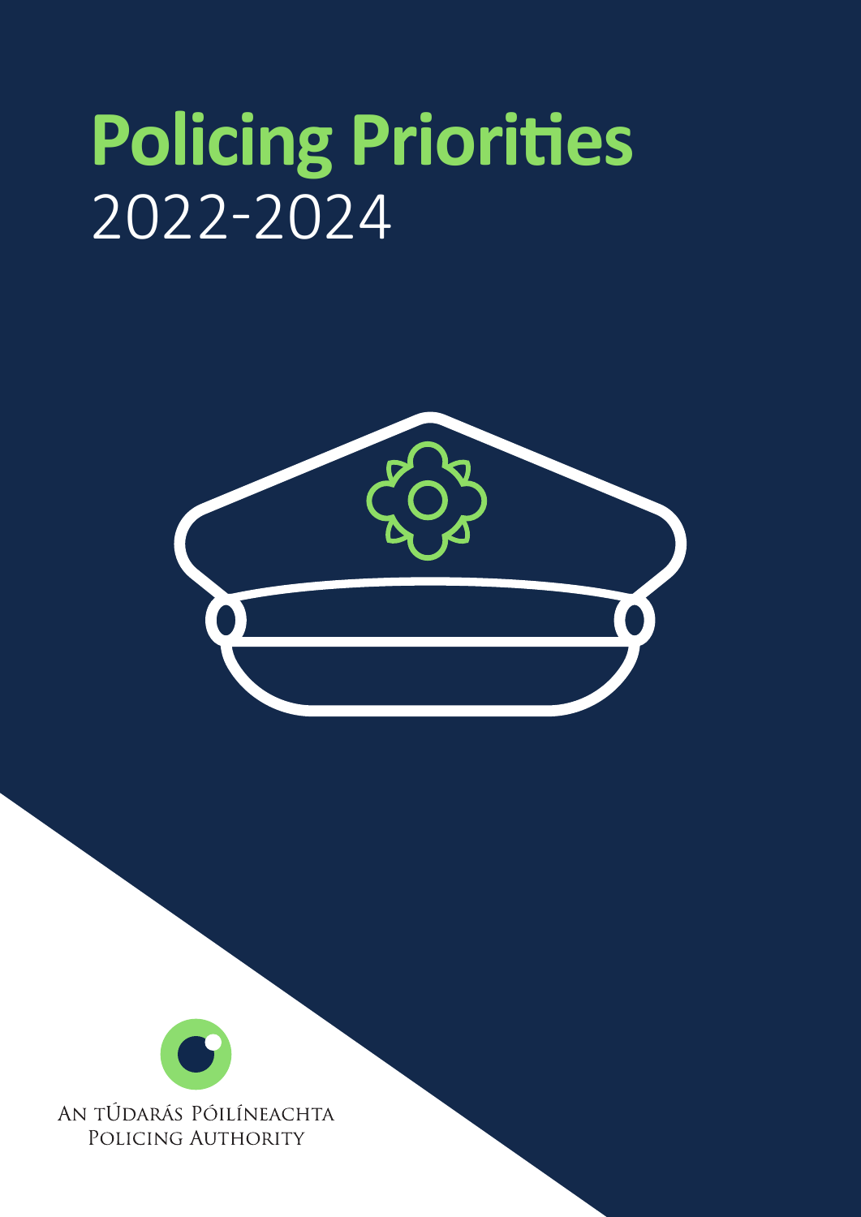# **Policing Priorities** 2022-2024

An tÚdarás Póilíneachta
Policing Authority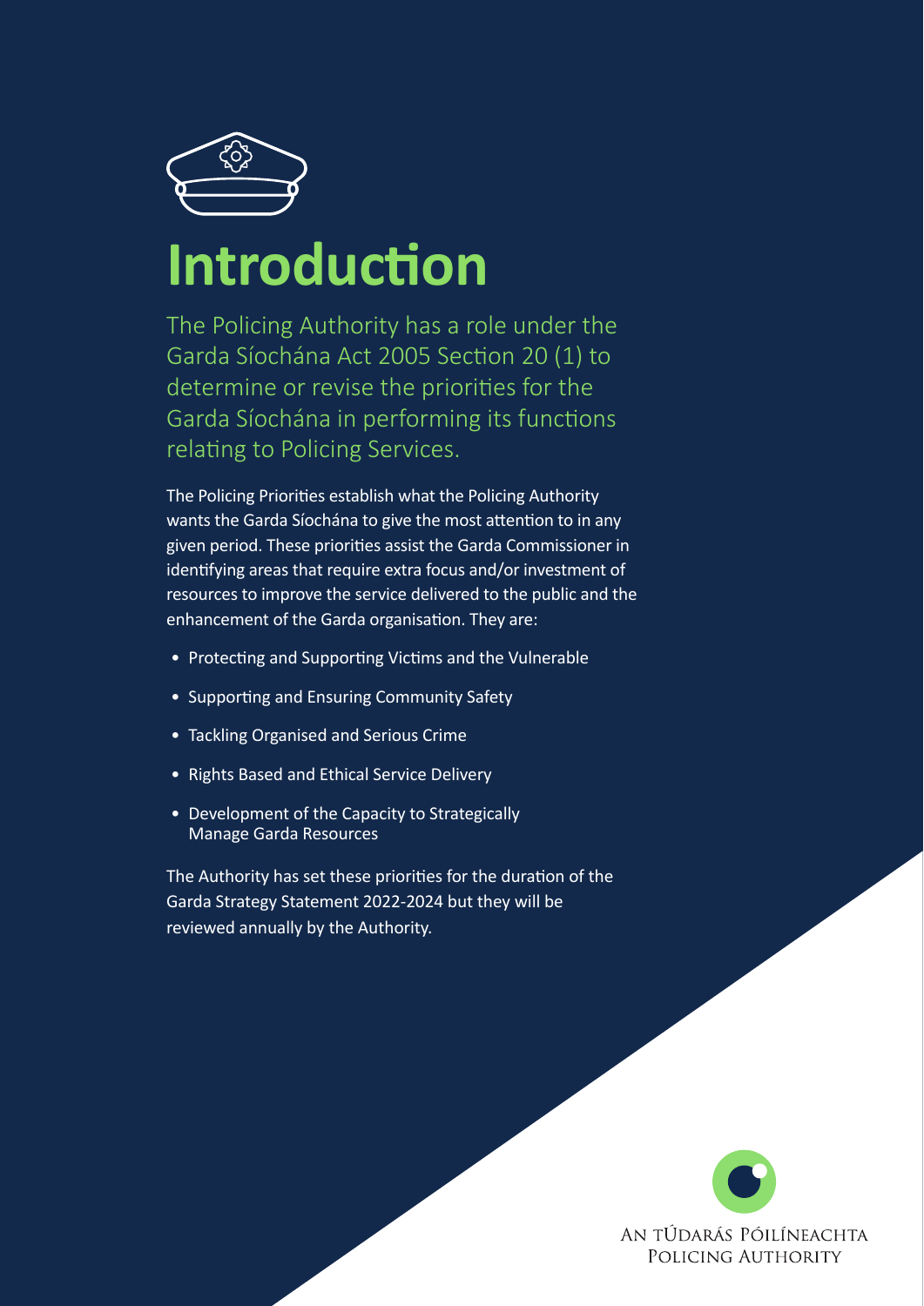# Introduction

The Policing Authority has a role under the Garda Síochána Act 2005 Section 20 (1) to determine or revise the priorities for the Garda Síochána in performing its functions relating to Policing Services.

The Policing Priorities establish what the Policing Authority wants the Garda Síochána to give the most attention to in any given period. These priorities assist the Garda Commissioner in identifying areas that require extra focus and/or investment of resources to improve the service delivered to the public and the enhancement of the Garda organisation. They are:

- Protecting and Supporting Victims and the Vulnerable
- Supporting and Ensuring Community Safety
- Tackling Organised and Serious Crime
- Rights Based and Ethical Service Delivery
- Development of the Capacity to Strategically Manage Garda Resources

The Authority has set these priorities for the duration of the Garda Strategy Statement 2022-2024 but they will be reviewed annually by the Authority.

An tÚdarás Póilíneachta
Policing Authority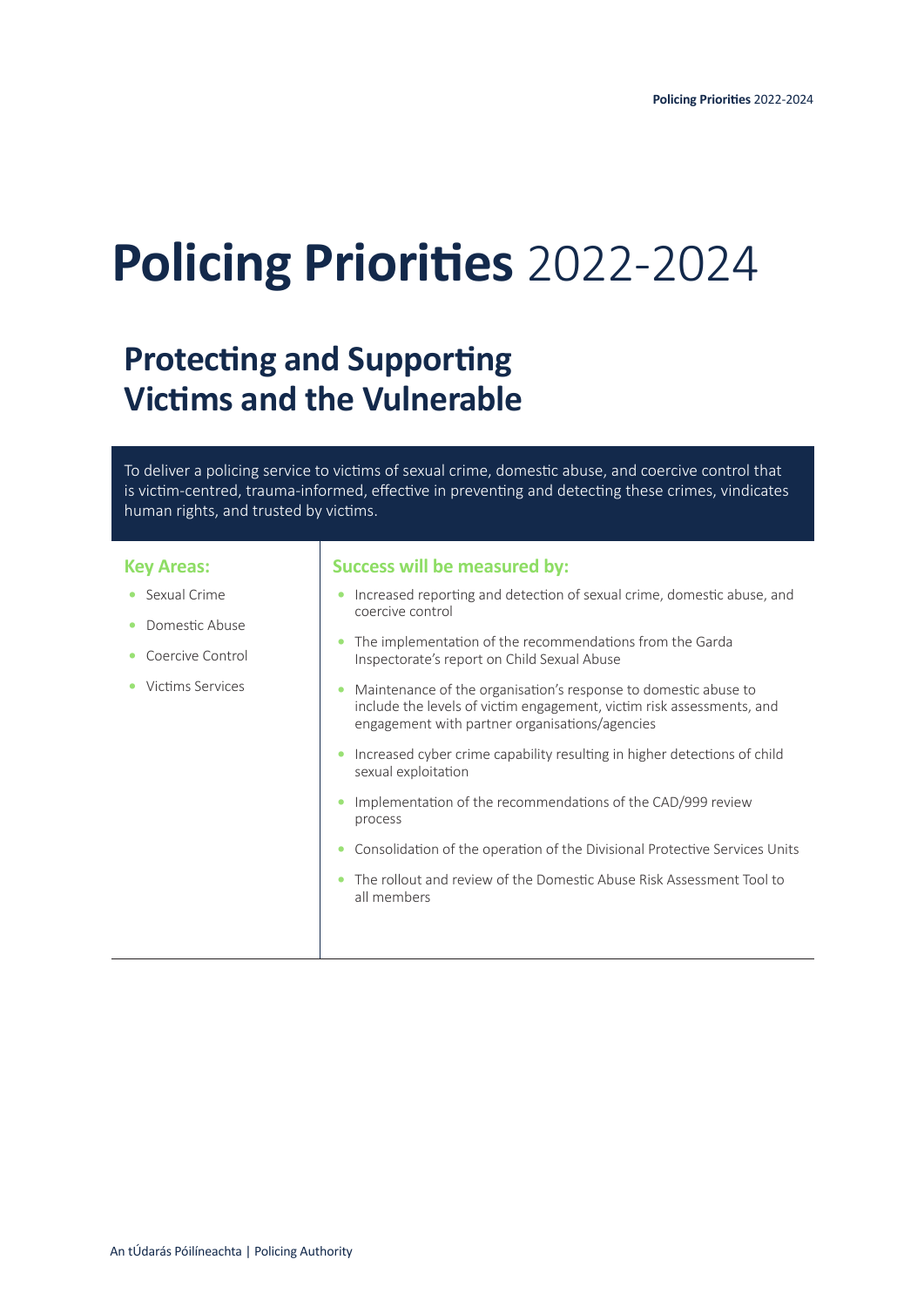# Policing Priorities 2022-2024

## Protecting and Supporting Victims and the Vulnerable

To deliver a policing service to victims of sexual crime, domestic abuse, and coercive control that is victim-centred, trauma-informed, effective in preventing and detecting these crimes, vindicates human rights, and trusted by victims.

### Key Areas:

- Sexual Crime
- Domestic Abuse
- Coercive Control
- Victims Services

### Success will be measured by:

- Increased reporting and detection of sexual crime, domestic abuse, and coercive control
- The implementation of the recommendations from the Garda Inspectorate's report on Child Sexual Abuse
- Maintenance of the organisation's response to domestic abuse to include the levels of victim engagement, victim risk assessments, and engagement with partner organisations/agencies
- Increased cyber crime capability resulting in higher detections of child sexual exploitation
- Implementation of the recommendations of the CAD/999 review process
- Consolidation of the operation of the Divisional Protective Services Units
- The rollout and review of the Domestic Abuse Risk Assessment Tool to all members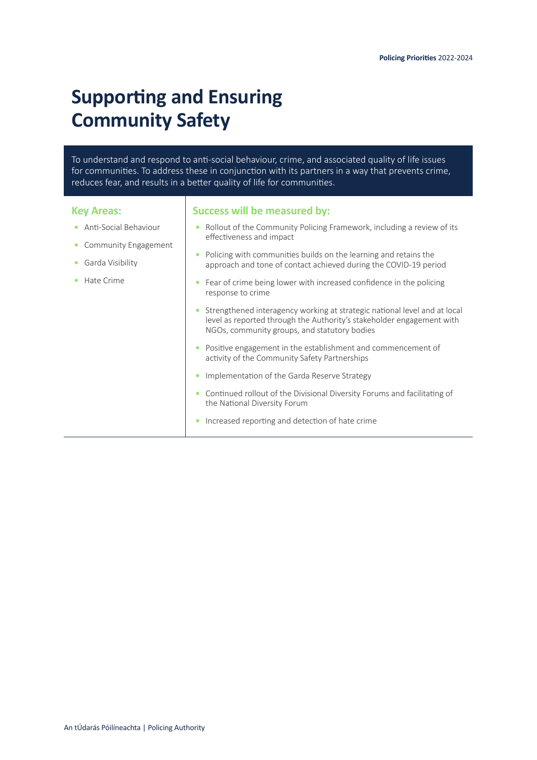# Supporting and Ensuring Community Safety

To understand and respond to anti-social behaviour, crime, and associated quality of life issues for communities. To address these in conjunction with its partners in a way that prevents crime, reduces fear, and results in a better quality of life for communities.

## Key Areas:

- Anti-Social Behaviour
- Community Engagement
- Garda Visibility
- Hate Crime

## Success will be measured by:

- Rollout of the Community Policing Framework, including a review of its effectiveness and impact
- Policing with communities builds on the learning and retains the approach and tone of contact achieved during the COVID-19 period
- Fear of crime being lower with increased confidence in the policing response to crime
- Strengthened interagency working at strategic national level and at local level as reported through the Authority's stakeholder engagement with NGOs, community groups, and statutory bodies
- Positive engagement in the establishment and commencement of activity of the Community Safety Partnerships
- Implementation of the Garda Reserve Strategy
- Continued rollout of the Divisional Diversity Forums and facilitating of the National Diversity Forum
- Increased reporting and detection of hate crime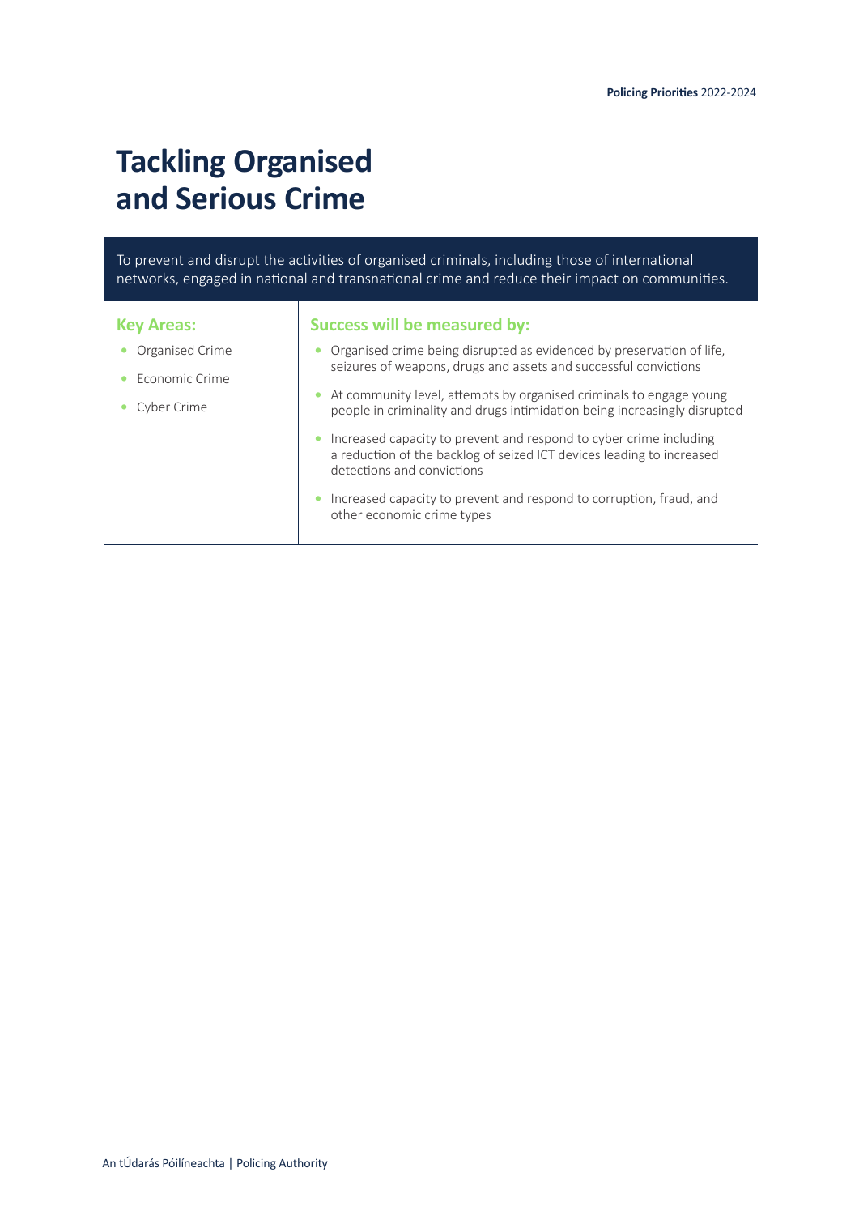# Tackling Organised and Serious Crime

To prevent and disrupt the activities of organised criminals, including those of international networks, engaged in national and transnational crime and reduce their impact on communities.

| Key Areas: | Success will be measured by: |
|---|---|
| • Organised Crime<br>• Economic Crime<br>• Cyber Crime | • Organised crime being disrupted as evidenced by preservation of life, seizures of weapons, drugs and assets and successful convictions<br>• At community level, attempts by organised criminals to engage young people in criminality and drugs intimidation being increasingly disrupted<br>• Increased capacity to prevent and respond to cyber crime including a reduction of the backlog of seized ICT devices leading to increased detections and convictions<br>• Increased capacity to prevent and respond to corruption, fraud, and other economic crime types |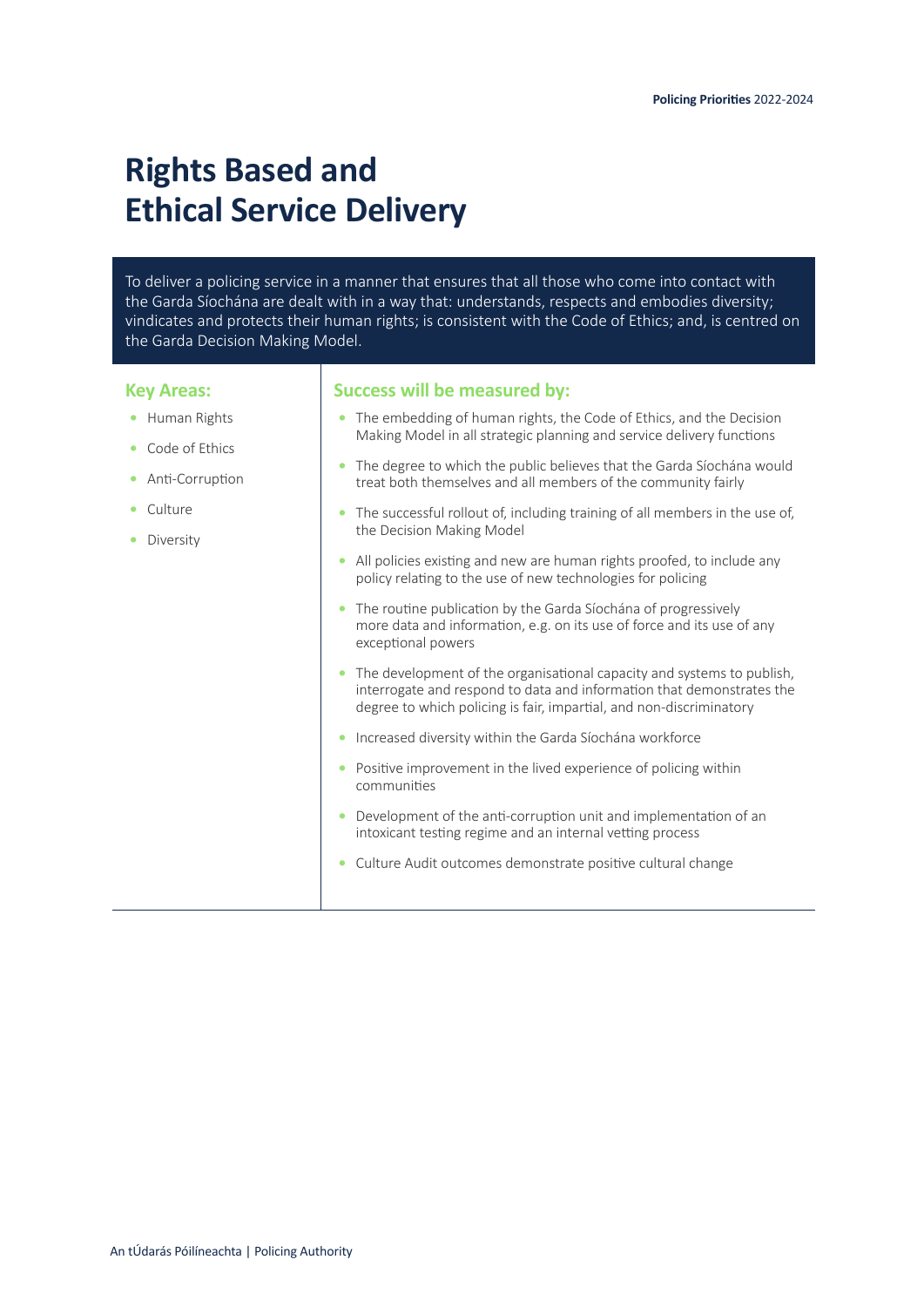# Rights Based and Ethical Service Delivery

To deliver a policing service in a manner that ensures that all those who come into contact with the Garda Síochána are dealt with in a way that: understands, respects and embodies diversity; vindicates and protects their human rights; is consistent with the Code of Ethics; and, is centred on the Garda Decision Making Model.

## Key Areas:

- Human Rights
- Code of Ethics
- Anti-Corruption
- Culture
- Diversity

## Success will be measured by:

- The embedding of human rights, the Code of Ethics, and the Decision Making Model in all strategic planning and service delivery functions
- The degree to which the public believes that the Garda Síochána would treat both themselves and all members of the community fairly
- The successful rollout of, including training of all members in the use of, the Decision Making Model
- All policies existing and new are human rights proofed, to include any policy relating to the use of new technologies for policing
- The routine publication by the Garda Síochána of progressively more data and information, e.g. on its use of force and its use of any exceptional powers
- The development of the organisational capacity and systems to publish, interrogate and respond to data and information that demonstrates the degree to which policing is fair, impartial, and non-discriminatory
- Increased diversity within the Garda Síochána workforce
- Positive improvement in the lived experience of policing within communities
- Development of the anti-corruption unit and implementation of an intoxicant testing regime and an internal vetting process
- Culture Audit outcomes demonstrate positive cultural change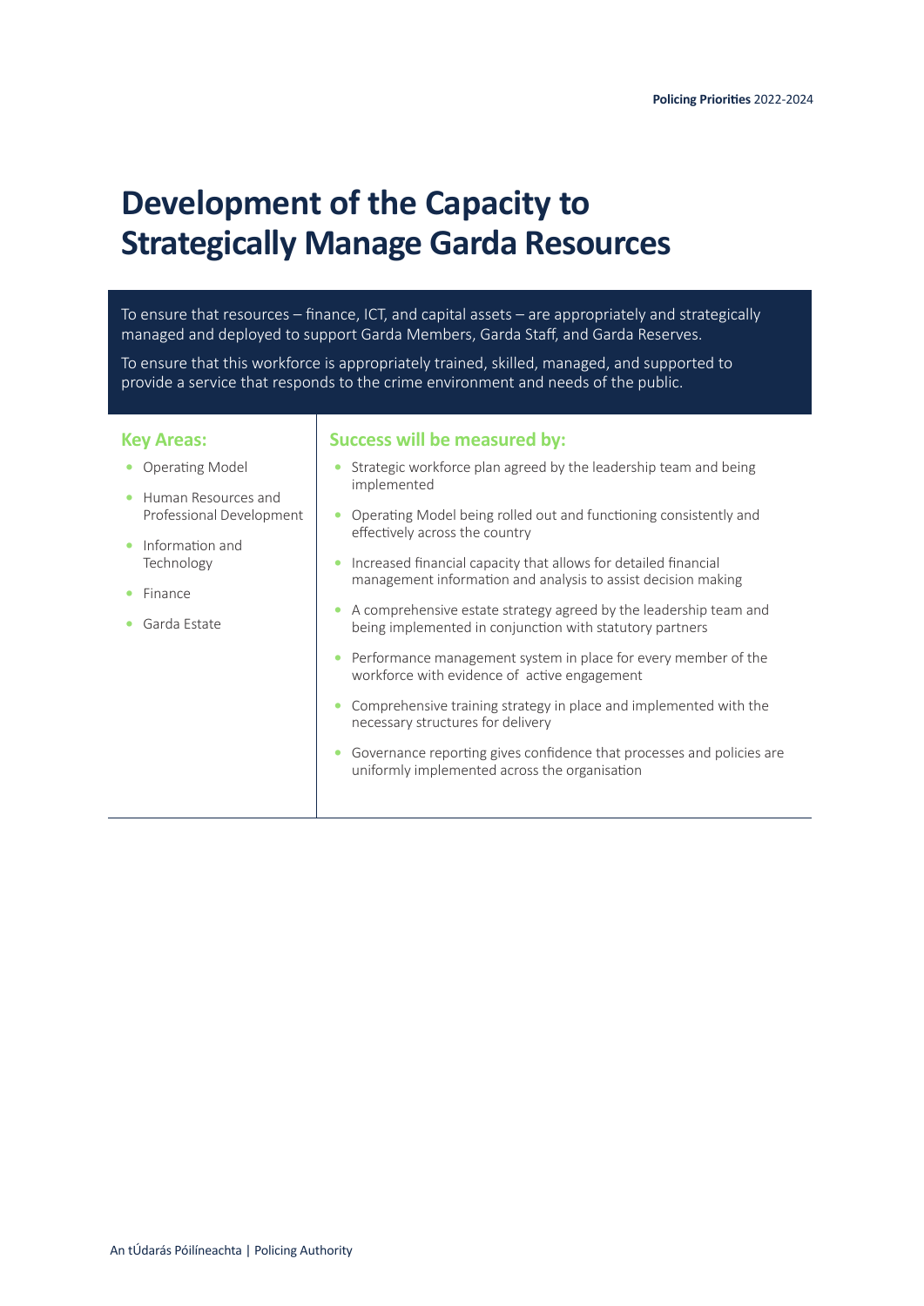# Development of the Capacity to Strategically Manage Garda Resources

To ensure that resources – finance, ICT, and capital assets – are appropriately and strategically managed and deployed to support Garda Members, Garda Staff, and Garda Reserves.

To ensure that this workforce is appropriately trained, skilled, managed, and supported to provide a service that responds to the crime environment and needs of the public.

## Key Areas:

- Operating Model
- Human Resources and Professional Development
- Information and Technology
- Finance
- Garda Estate

## Success will be measured by:

- Strategic workforce plan agreed by the leadership team and being implemented
- Operating Model being rolled out and functioning consistently and effectively across the country
- Increased financial capacity that allows for detailed financial management information and analysis to assist decision making
- A comprehensive estate strategy agreed by the leadership team and being implemented in conjunction with statutory partners
- Performance management system in place for every member of the workforce with evidence of active engagement
- Comprehensive training strategy in place and implemented with the necessary structures for delivery
- Governance reporting gives confidence that processes and policies are uniformly implemented across the organisation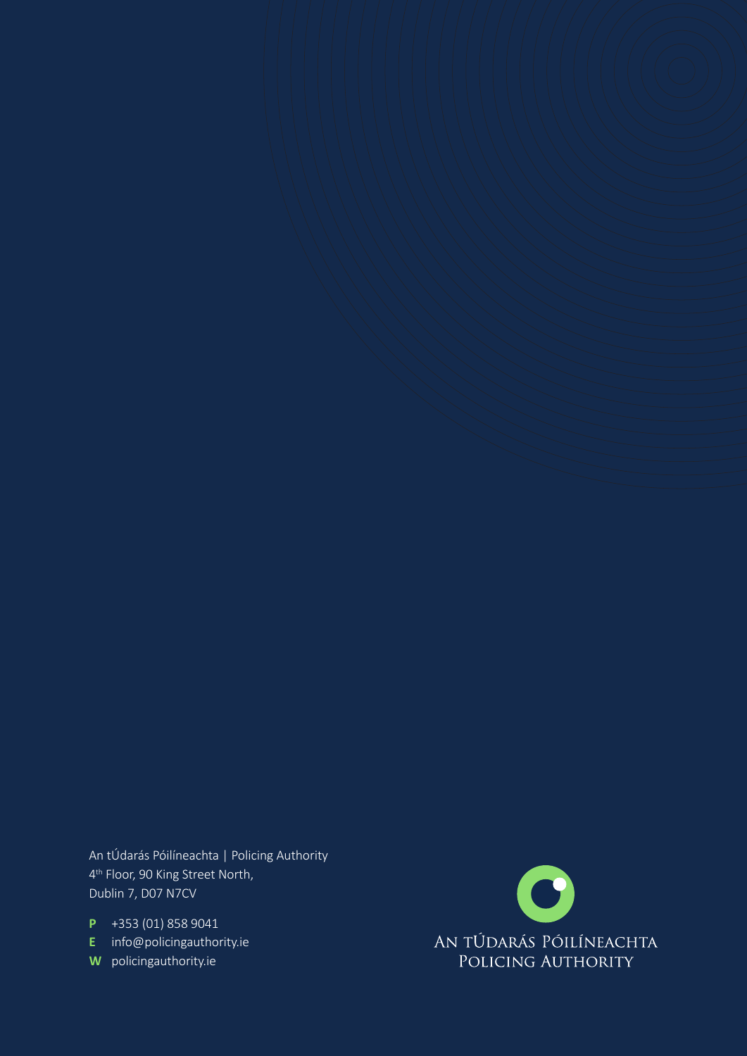An tÚdarás Póilíneachta | Policing Authority
4th Floor, 90 King Street North,
Dublin 7, D07 N7CV

**P** +353 (01) 858 9041
**E** info@policingauthority.ie
**W** policingauthority.ie

AN tÚDARÁS PÓILÍNEACHTA
POLICING AUTHORITY